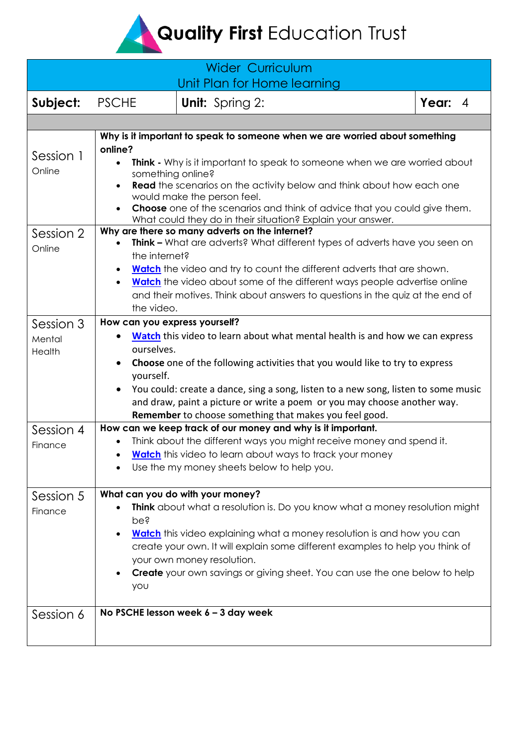# **Quality First** Education Trust

| Wider Curriculum<br>Unit Plan for Home learning | | |
|---|---|---|
| **Subject:** PSCHE | **Unit:** Spring 2: | **Year:** 4 |

| | |
|---|---|
| Session 1<br>Online | **Why is it important to speak to someone when we are worried about something online?**<br>• **Think** - Why is it important to speak to someone when we are worried about something online?<br>• **Read** the scenarios on the activity below and think about how each one would make the person feel.<br>• **Choose** one of the scenarios and think of advice that you could give them. What could they do in their situation? Explain your answer. |
| Session 2<br>Online | **Why are there so many adverts on the internet?**<br>• **Think –** What are adverts? What different types of adverts have you seen on the internet?<br>• **Watch** the video and try to count the different adverts that are shown.<br>• **Watch** the video about some of the different ways people advertise online and their motives. Think about answers to questions in the quiz at the end of the video. |
| Session 3<br>Mental Health | **How can you express yourself?**<br>• **Watch** this video to learn about what mental health is and how we can express ourselves.<br>• **Choose** one of the following activities that you would like to try to express yourself.<br>• You could: create a dance, sing a song, listen to a new song, listen to some music and draw, paint a picture or write a poem or you may choose another way. **Remember** to choose something that makes you feel good. |
| Session 4<br>Finance | **How can we keep track of our money and why is it important.**<br>• Think about the different ways you might receive money and spend it.<br>• **Watch** this video to learn about ways to track your money<br>• Use the my money sheets below to help you. |
| Session 5<br>Finance | **What can you do with your money?**<br>• **Think** about what a resolution is. Do you know what a money resolution might be?<br>• **Watch** this video explaining what a money resolution is and how you can create your own. It will explain some different examples to help you think of your own money resolution.<br>• **Create** your own savings or giving sheet. You can use the one below to help you |
| Session 6 | **No PSCHE lesson week 6 – 3 day week** |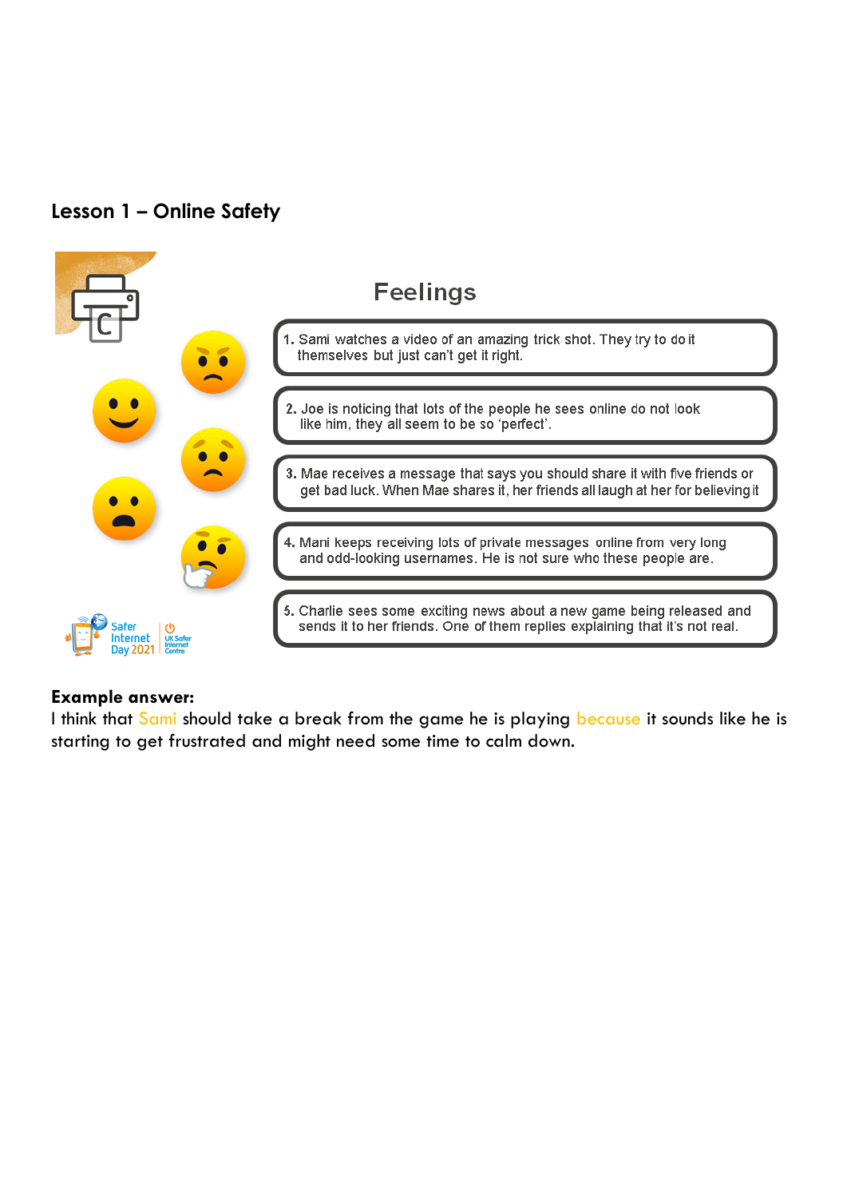## Lesson 1 – Online Safety

### Feelings

1. Sami watches a video of an amazing trick shot. They try to do it themselves but just can't get it right.

2. Joe is noticing that lots of the people he sees online do not look like him, they all seem to be so 'perfect'.

3. Mae receives a message that says you should share it with five friends or get bad luck. When Mae shares it, her friends all laugh at her for believing it

4. Mani keeps receiving lots of private messages online from very long and odd-looking usernames. He is not sure who these people are.

5. Charlie sees some exciting news about a new game being released and sends it to her friends. One of them replies explaining that it's not real.

Safer Internet Day 2021 | UK Safer Internet Centre

**Example answer:**
I think that Sami should take a break from the game he is playing because it sounds like he is starting to get frustrated and might need some time to calm down.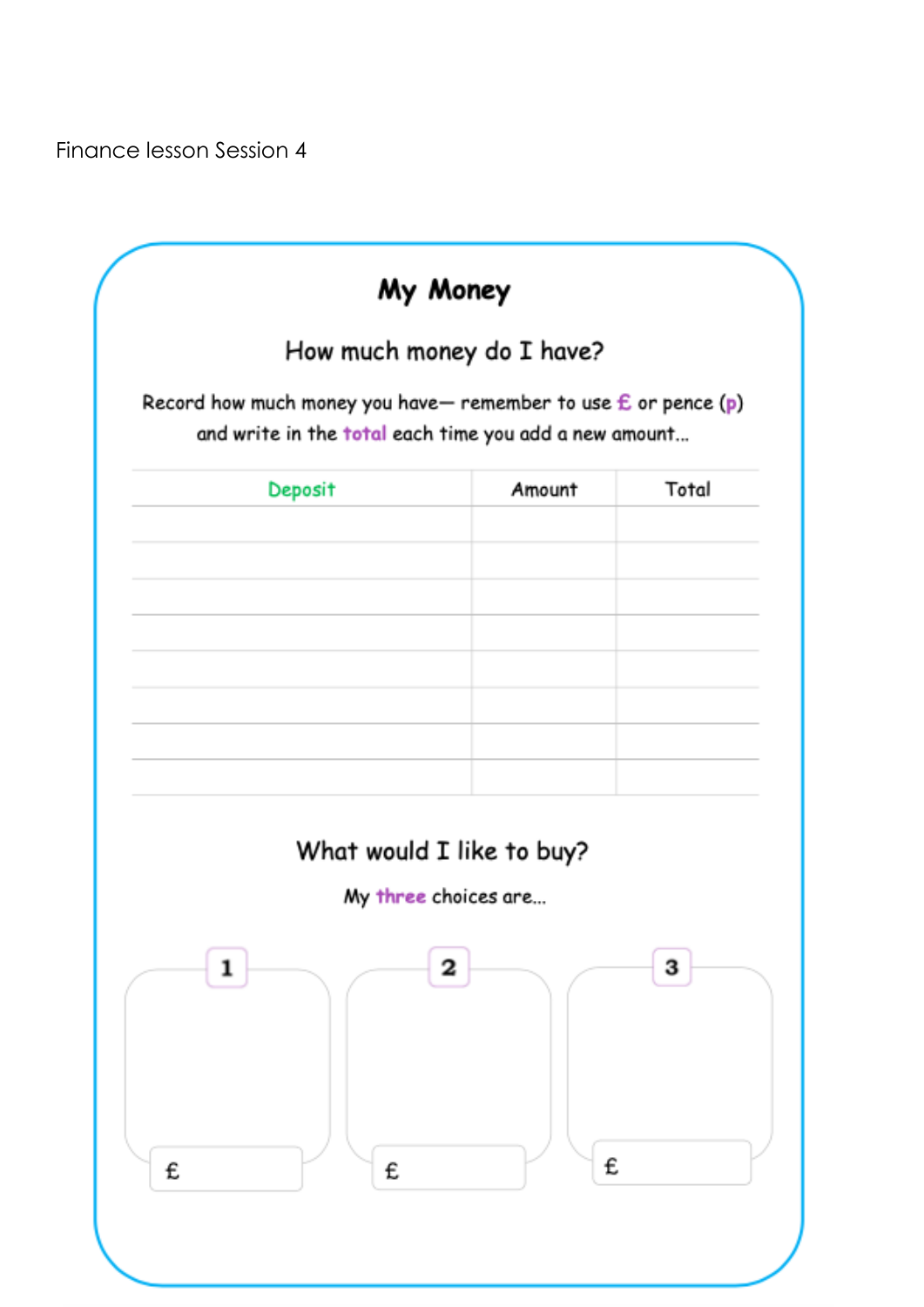Finance lesson Session 4

# My Money

## How much money do I have?

Record how much money you have— remember to use £ or pence (p) and write in the **total** each time you add a new amount...

| Deposit | Amount | Total |
|---|---|---|
| | | |
| | | |
| | | |
| | | |
| | | |
| | | |
| | | |
| | | |

## What would I like to buy?

My **three** choices are...

**1**

£

**2**

£

**3**

£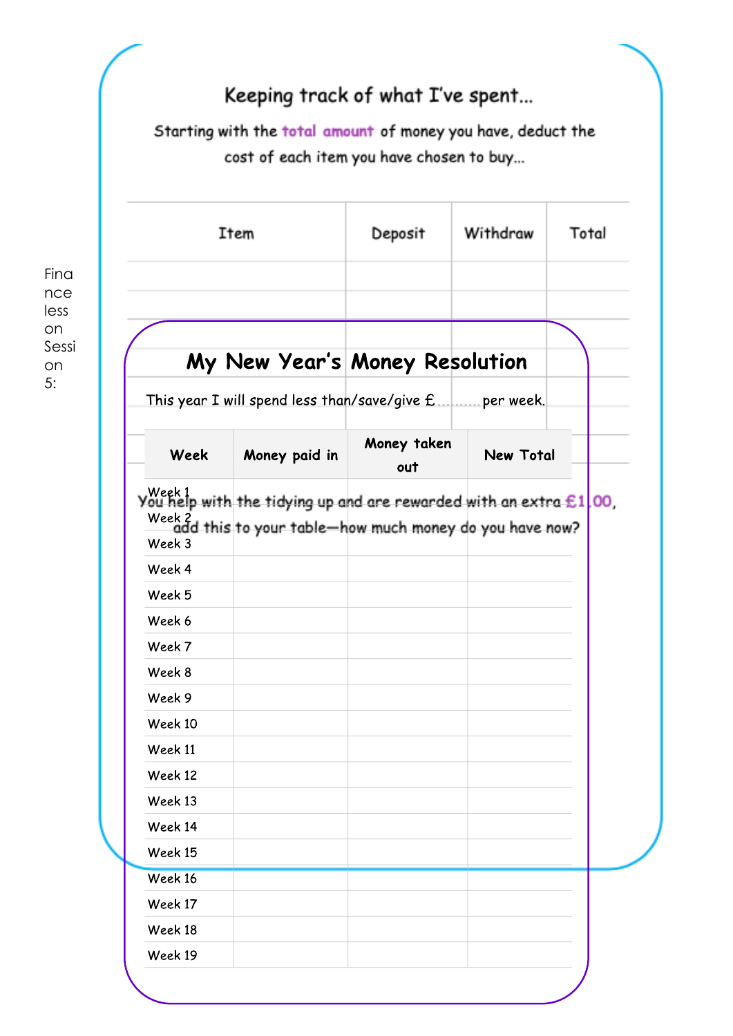Finance lesson Session 5:

# Keeping track of what I've spent...

Starting with the **total amount** of money you have, deduct the cost of each item you have chosen to buy...

| Item | Deposit | Withdraw | Total |
|---|---|---|---|
| | | | |
| | | | |
| | | | |
| | | | |
| | | | |
| | | | |
| | | | |

You help with the tidying up and are rewarded with an extra £1.00, add this to your table—how much money do you have now?

# My New Year's Money Resolution

This year I will spend less than/save/give £......... per week.

| Week | Money paid in | Money taken out | New Total |
|---|---|---|---|
| Week 1 | | | |
| Week 2 | | | |
| Week 3 | | | |
| Week 4 | | | |
| Week 5 | | | |
| Week 6 | | | |
| Week 7 | | | |
| Week 8 | | | |
| Week 9 | | | |
| Week 10 | | | |
| Week 11 | | | |
| Week 12 | | | |
| Week 13 | | | |
| Week 14 | | | |
| Week 15 | | | |
| Week 16 | | | |
| Week 17 | | | |
| Week 18 | | | |
| Week 19 | | | |